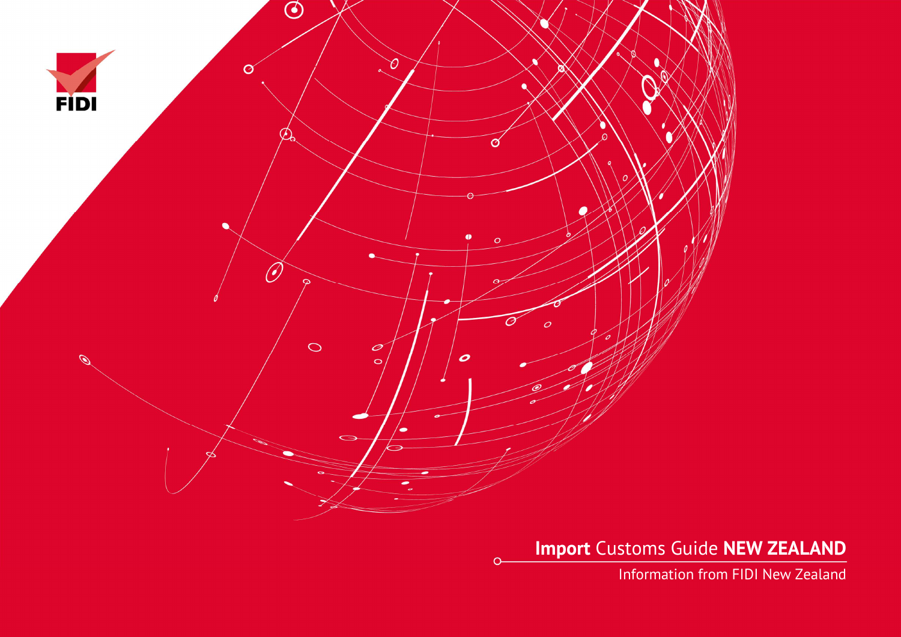FIDI

# **Import** Customs Guide **NEW ZEALAND**

Information from FIDI New Zealand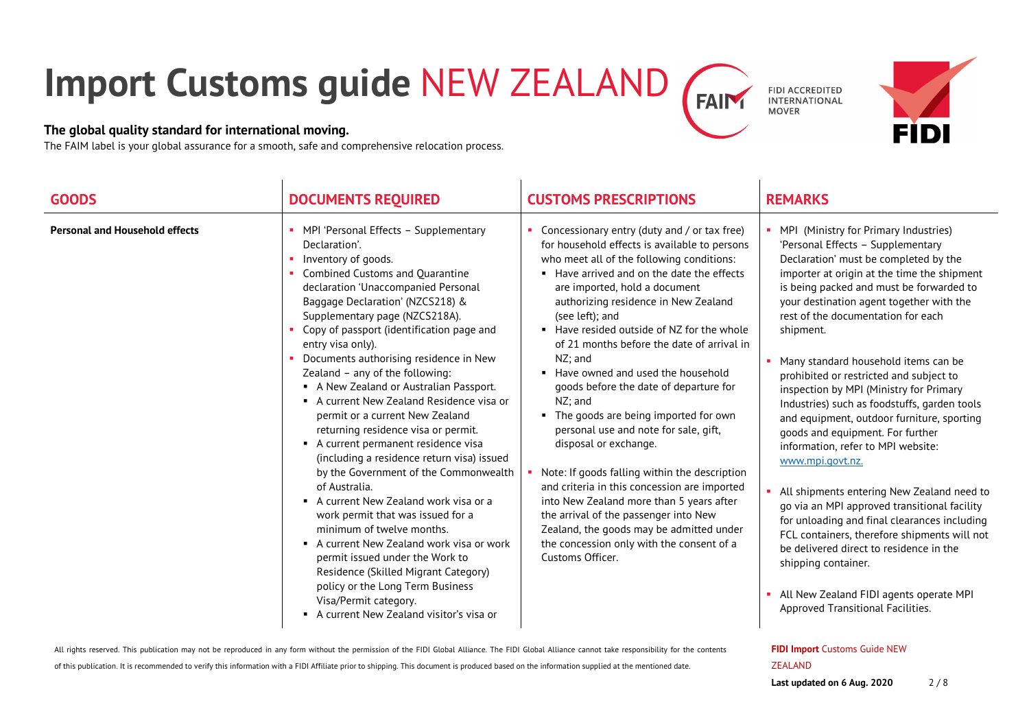# Import Customs guide NEW ZEALAND

FIDI ACCREDITED INTERNATIONAL MOVER

**The global quality standard for international moving.**

The FAIM label is your global assurance for a smooth, safe and comprehensive relocation process.

| GOODS | DOCUMENTS REQUIRED | CUSTOMS PRESCRIPTIONS | REMARKS |
|---|---|---|---|
| **Personal and Household effects** | ▪ MPI 'Personal Effects – Supplementary Declaration'.<br>▪ Inventory of goods.<br>▪ Combined Customs and Quarantine declaration 'Unaccompanied Personal Baggage Declaration' (NZCS218) & Supplementary page (NZCS218A).<br>▪ Copy of passport (identification page and entry visa only).<br>▪ Documents authorising residence in New Zealand – any of the following:<br>&nbsp;&nbsp;▪ A New Zealand or Australian Passport.<br>&nbsp;&nbsp;▪ A current New Zealand Residence visa or permit or a current New Zealand returning residence visa or permit.<br>&nbsp;&nbsp;▪ A current permanent residence visa (including a residence return visa) issued by the Government of the Commonwealth of Australia.<br>&nbsp;&nbsp;▪ A current New Zealand work visa or a work permit that was issued for a minimum of twelve months.<br>&nbsp;&nbsp;▪ A current New Zealand work visa or work permit issued under the Work to Residence (Skilled Migrant Category) policy or the Long Term Business Visa/Permit category.<br>&nbsp;&nbsp;▪ A current New Zealand visitor's visa or | ▪ Concessionary entry (duty and / or tax free) for household effects is available to persons who meet all of the following conditions:<br>&nbsp;&nbsp;▪ Have arrived and on the date the effects are imported, hold a document authorizing residence in New Zealand (see left); and<br>&nbsp;&nbsp;▪ Have resided outside of NZ for the whole of 21 months before the date of arrival in NZ; and<br>&nbsp;&nbsp;▪ Have owned and used the household goods before the date of departure for NZ; and<br>&nbsp;&nbsp;▪ The goods are being imported for own personal use and note for sale, gift, disposal or exchange.<br>▪ Note: If goods falling within the description and criteria in this concession are imported into New Zealand more than 5 years after the arrival of the passenger into New Zealand, the goods may be admitted under the concession only with the consent of a Customs Officer. | ▪ MPI (Ministry for Primary Industries) 'Personal Effects – Supplementary Declaration' must be completed by the importer at origin at the time the shipment is being packed and must be forwarded to your destination agent together with the rest of the documentation for each shipment.<br>▪ Many standard household items can be prohibited or restricted and subject to inspection by MPI (Ministry for Primary Industries) such as foodstuffs, garden tools and equipment, outdoor furniture, sporting goods and equipment. For further information, refer to MPI website: www.mpi.govt.nz.<br>▪ All shipments entering New Zealand need to go via an MPI approved transitional facility for unloading and final clearances including FCL containers, therefore shipments will not be delivered direct to residence in the shipping container.<br>▪ All New Zealand FIDI agents operate MPI Approved Transitional Facilities. |

All rights reserved. This publication may not be reproduced in any form without the permission of the FIDI Global Alliance. The FIDI Global Alliance cannot take responsibility for the contents of this publication. It is recommended to verify this information with a FIDI Affiliate prior to shipping. This document is produced based on the information supplied at the mentioned date.

**FIDI Import** Customs Guide NEW ZEALAND

**Last updated on 6 Aug. 2020**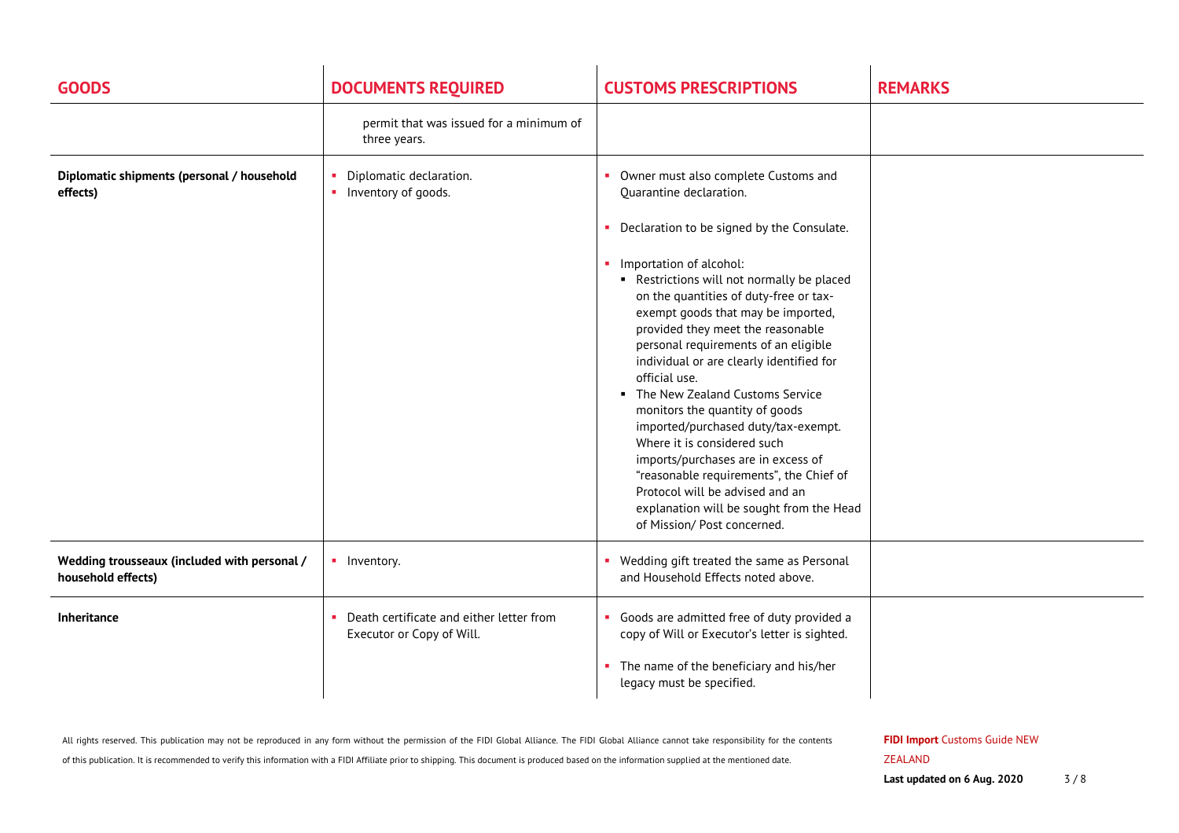| GOODS | DOCUMENTS REQUIRED | CUSTOMS PRESCRIPTIONS | REMARKS |
|---|---|---|---|
| | permit that was issued for a minimum of three years. | | |
| **Diplomatic shipments (personal / household effects)** | • Diplomatic declaration.<br>• Inventory of goods. | • Owner must also complete Customs and Quarantine declaration.<br>• Declaration to be signed by the Consulate.<br>• Importation of alcohol:<br>  ▪ Restrictions will not normally be placed on the quantities of duty-free or tax-exempt goods that may be imported, provided they meet the reasonable personal requirements of an eligible individual or are clearly identified for official use.<br>  ▪ The New Zealand Customs Service monitors the quantity of goods imported/purchased duty/tax-exempt. Where it is considered such imports/purchases are in excess of "reasonable requirements", the Chief of Protocol will be advised and an explanation will be sought from the Head of Mission/ Post concerned. | |
| **Wedding trousseaux (included with personal / household effects)** | • Inventory. | • Wedding gift treated the same as Personal and Household Effects noted above. | |
| **Inheritance** | • Death certificate and either letter from Executor or Copy of Will. | • Goods are admitted free of duty provided a copy of Will or Executor's letter is sighted.<br>• The name of the beneficiary and his/her legacy must be specified. | |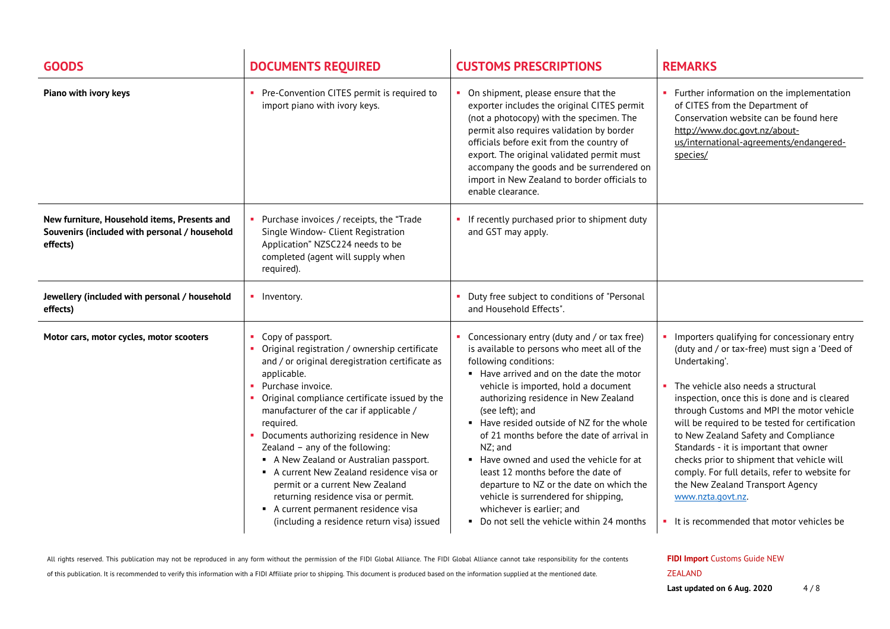| GOODS | DOCUMENTS REQUIRED | CUSTOMS PRESCRIPTIONS | REMARKS |
|---|---|---|---|
| **Piano with ivory keys** | ▪ Pre-Convention CITES permit is required to import piano with ivory keys. | ▪ On shipment, please ensure that the exporter includes the original CITES permit (not a photocopy) with the specimen. The permit also requires validation by border officials before exit from the country of export. The original validated permit must accompany the goods and be surrendered on import in New Zealand to border officials to enable clearance. | ▪ Further information on the implementation of CITES from the Department of Conservation website can be found here http://www.doc.govt.nz/about-us/international-agreements/endangered-species/ |
| **New furniture, Household items, Presents and Souvenirs (included with personal / household effects)** | ▪ Purchase invoices / receipts, the "Trade Single Window- Client Registration Application" NZSC224 needs to be completed (agent will supply when required). | ▪ If recently purchased prior to shipment duty and GST may apply. | |
| **Jewellery (included with personal / household effects)** | ▪ Inventory. | ▪ Duty free subject to conditions of "Personal and Household Effects". | |
| **Motor cars, motor cycles, motor scooters** | ▪ Copy of passport.<br>▪ Original registration / ownership certificate and / or original deregistration certificate as applicable.<br>▪ Purchase invoice.<br>▪ Original compliance certificate issued by the manufacturer of the car if applicable / required.<br>▪ Documents authorizing residence in New Zealand – any of the following:<br>&nbsp;&nbsp;▪ A New Zealand or Australian passport.<br>&nbsp;&nbsp;▪ A current New Zealand residence visa or permit or a current New Zealand returning residence visa or permit.<br>&nbsp;&nbsp;▪ A current permanent residence visa (including a residence return visa) issued | ▪ Concessionary entry (duty and / or tax free) is available to persons who meet all of the following conditions:<br>&nbsp;&nbsp;▪ Have arrived and on the date the motor vehicle is imported, hold a document authorizing residence in New Zealand (see left); and<br>&nbsp;&nbsp;▪ Have resided outside of NZ for the whole of 21 months before the date of arrival in NZ; and<br>&nbsp;&nbsp;▪ Have owned and used the vehicle for at least 12 months before the date of departure to NZ or the date on which the vehicle is surrendered for shipping, whichever is earlier; and<br>&nbsp;&nbsp;▪ Do not sell the vehicle within 24 months | ▪ Importers qualifying for concessionary entry (duty and / or tax-free) must sign a 'Deed of Undertaking'.<br>▪ The vehicle also needs a structural inspection, once this is done and is cleared through Customs and MPI the motor vehicle will be required to be tested for certification to New Zealand Safety and Compliance Standards - it is important that owner checks prior to shipment that vehicle will comply. For full details, refer to website for the New Zealand Transport Agency www.nzta.govt.nz.<br>▪ It is recommended that motor vehicles be |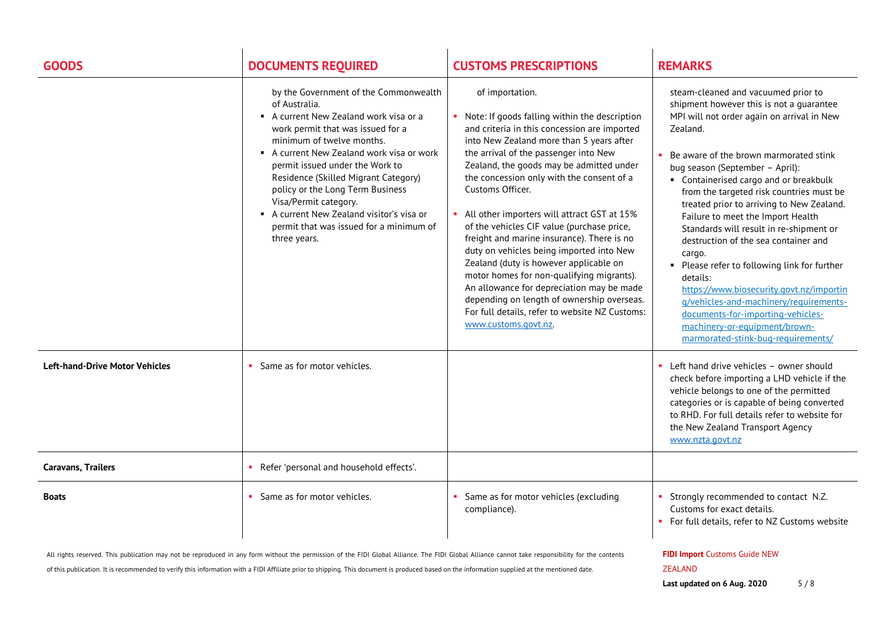| GOODS | DOCUMENTS REQUIRED | CUSTOMS PRESCRIPTIONS | REMARKS |
|---|---|---|---|
| | by the Government of the Commonwealth of Australia.<br>▪ A current New Zealand work visa or a work permit that was issued for a minimum of twelve months.<br>▪ A current New Zealand work visa or work permit issued under the Work to Residence (Skilled Migrant Category) policy or the Long Term Business Visa/Permit category.<br>▪ A current New Zealand visitor's visa or permit that was issued for a minimum of three years. | of importation.<br>▪ Note: If goods falling within the description and criteria in this concession are imported into New Zealand more than 5 years after the arrival of the passenger into New Zealand, the goods may be admitted under the concession only with the consent of a Customs Officer.<br>▪ All other importers will attract GST at 15% of the vehicles CIF value (purchase price, freight and marine insurance). There is no duty on vehicles being imported into New Zealand (duty is however applicable on motor homes for non-qualifying migrants). An allowance for depreciation may be made depending on length of ownership overseas. For full details, refer to website NZ Customs: www.customs.govt.nz. | steam-cleaned and vacuumed prior to shipment however this is not a guarantee MPI will not order again on arrival in New Zealand.<br>▪ Be aware of the brown marmorated stink bug season (September – April):<br>▪ Containerised cargo and or breakbulk from the targeted risk countries must be treated prior to arriving to New Zealand. Failure to meet the Import Health Standards will result in re-shipment or destruction of the sea container and cargo.<br>▪ Please refer to following link for further details: https://www.biosecurity.govt.nz/importing/vehicles-and-machinery/requirements-documents-for-importing-vehicles-machinery-or-equipment/brown-marmorated-stink-bug-requirements/ |
| **Left-hand-Drive Motor Vehicles** | ▪ Same as for motor vehicles. | | ▪ Left hand drive vehicles – owner should check before importing a LHD vehicle if the vehicle belongs to one of the permitted categories or is capable of being converted to RHD. For full details refer to website for the New Zealand Transport Agency www.nzta.govt.nz |
| **Caravans, Trailers** | ▪ Refer 'personal and household effects'. | | |
| **Boats** | ▪ Same as for motor vehicles. | ▪ Same as for motor vehicles (excluding compliance). | ▪ Strongly recommended to contact N.Z. Customs for exact details.<br>▪ For full details, refer to NZ Customs website |

All rights reserved. This publication may not be reproduced in any form without the permission of the FIDI Global Alliance. The FIDI Global Alliance cannot take responsibility for the contents of this publication. It is recommended to verify this information with a FIDI Affiliate prior to shipping. This document is produced based on the information supplied at the mentioned date.

**FIDI Import** Customs Guide NEW ZEALAND

**Last updated on 6 Aug. 2020**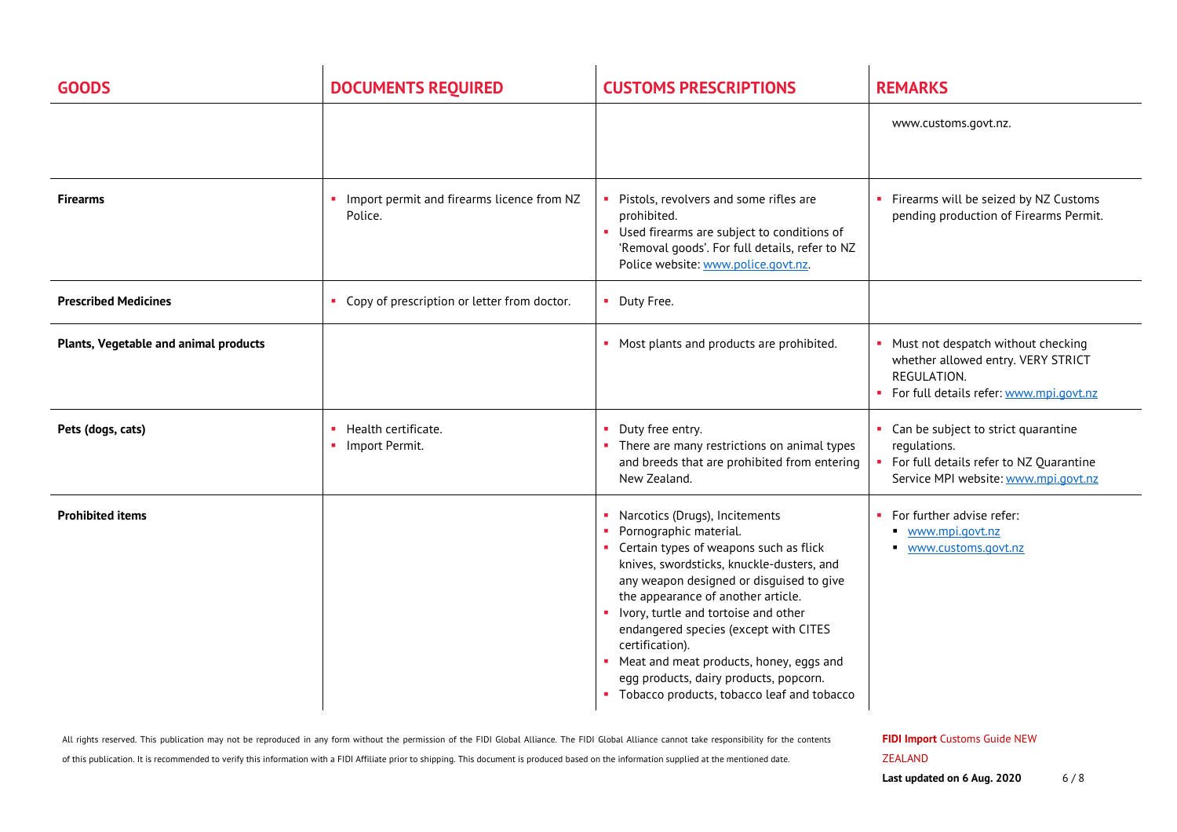| GOODS | DOCUMENTS REQUIRED | CUSTOMS PRESCRIPTIONS | REMARKS |
|---|---|---|---|
| | | | www.customs.govt.nz. |
| **Firearms** | ▪ Import permit and firearms licence from NZ Police. | ▪ Pistols, revolvers and some rifles are prohibited.<br>▪ Used firearms are subject to conditions of 'Removal goods'. For full details, refer to NZ Police website: www.police.govt.nz. | ▪ Firearms will be seized by NZ Customs pending production of Firearms Permit. |
| **Prescribed Medicines** | ▪ Copy of prescription or letter from doctor. | ▪ Duty Free. | |
| **Plants, Vegetable and animal products** | | ▪ Most plants and products are prohibited. | ▪ Must not despatch without checking whether allowed entry. VERY STRICT REGULATION.<br>▪ For full details refer: www.mpi.govt.nz |
| **Pets (dogs, cats)** | ▪ Health certificate.<br>▪ Import Permit. | ▪ Duty free entry.<br>▪ There are many restrictions on animal types and breeds that are prohibited from entering New Zealand. | ▪ Can be subject to strict quarantine regulations.<br>▪ For full details refer to NZ Quarantine Service MPI website: www.mpi.govt.nz |
| **Prohibited items** | | ▪ Narcotics (Drugs), Incitements<br>▪ Pornographic material.<br>▪ Certain types of weapons such as flick knives, swordsticks, knuckle-dusters, and any weapon designed or disguised to give the appearance of another article.<br>▪ Ivory, turtle and tortoise and other endangered species (except with CITES certification).<br>▪ Meat and meat products, honey, eggs and egg products, dairy products, popcorn.<br>▪ Tobacco products, tobacco leaf and tobacco | ▪ For further advise refer:<br>▪ www.mpi.govt.nz<br>▪ www.customs.govt.nz |

All rights reserved. This publication may not be reproduced in any form without the permission of the FIDI Global Alliance. The FIDI Global Alliance cannot take responsibility for the contents of this publication. It is recommended to verify this information with a FIDI Affiliate prior to shipping. This document is produced based on the information supplied at the mentioned date.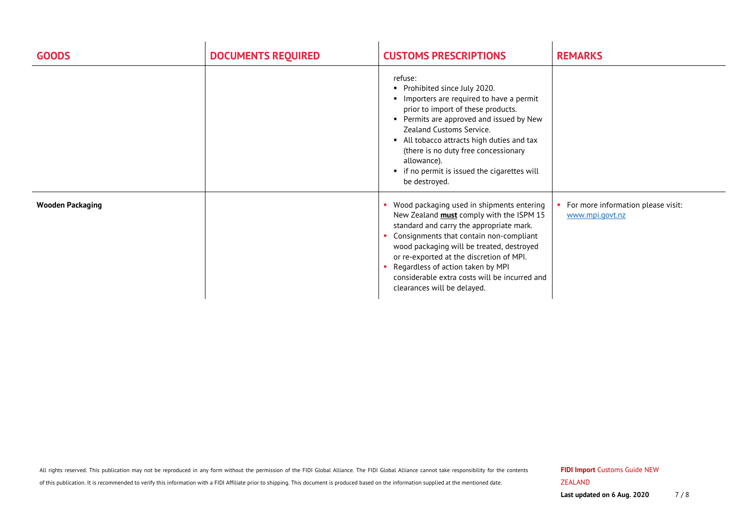| GOODS | DOCUMENTS REQUIRED | CUSTOMS PRESCRIPTIONS | REMARKS |
|---|---|---|---|
| | | refuse:<br>▪ Prohibited since July 2020.<br>▪ Importers are required to have a permit prior to import of these products.<br>▪ Permits are approved and issued by New Zealand Customs Service.<br>▪ All tobacco attracts high duties and tax (there is no duty free concessionary allowance).<br>▪ if no permit is issued the cigarettes will be destroyed. | |
| **Wooden Packaging** | | ▪ Wood packaging used in shipments entering New Zealand **must** comply with the ISPM 15 standard and carry the appropriate mark.<br>▪ Consignments that contain non-compliant wood packaging will be treated, destroyed or re-exported at the discretion of MPI.<br>▪ Regardless of action taken by MPI considerable extra costs will be incurred and clearances will be delayed. | ▪ For more information please visit: www.mpi.govt.nz |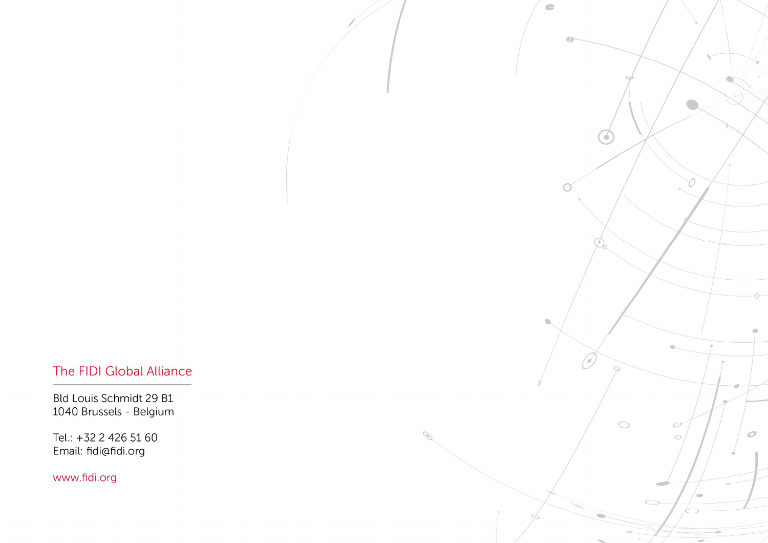The FIDI Global Alliance

Bld Louis Schmidt 29 B1
1040 Brussels - Belgium

Tel.: +32 2 426 51 60
Email: fidi@fidi.org

www.fidi.org